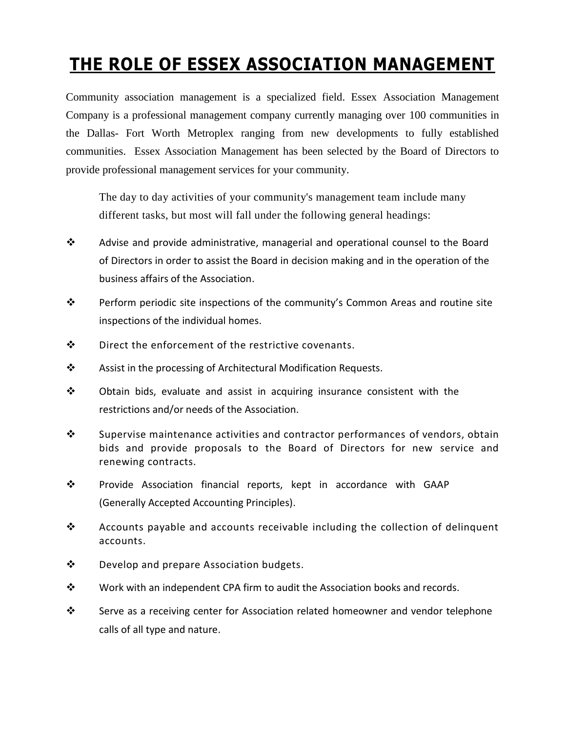# THE ROLE OF ESSEX ASSOCIATION MANAGEMENT

Community association management is a specialized field. Essex Association Management Company is a professional management company currently managing over 100 communities in the Dallas- Fort Worth Metroplex ranging from new developments to fully established communities. Essex Association Management has been selected by the Board of Directors to provide professional management services for your community.

The day to day activities of your community's management team include many different tasks, but most will fall under the following general headings:

- Advise and provide administrative, managerial and operational counsel to the Board of Directors in order to assist the Board in decision making and in the operation of the business affairs of the Association.
- Perform periodic site inspections of the community's Common Areas and routine site inspections of the individual homes.
- Direct the enforcement of the restrictive covenants.
- Assist in the processing of Architectural Modification Requests.
- Obtain bids, evaluate and assist in acquiring insurance consistent with the restrictions and/or needs of the Association.
- Supervise maintenance activities and contractor performances of vendors, obtain bids and provide proposals to the Board of Directors for new service and renewing contracts.
- Provide Association financial reports, kept in accordance with GAAP (Generally Accepted Accounting Principles).
- Accounts payable and accounts receivable including the collection of delinquent accounts.
- Develop and prepare Association budgets.
- Work with an independent CPA firm to audit the Association books and records.
- Serve as a receiving center for Association related homeowner and vendor telephone calls of all type and nature.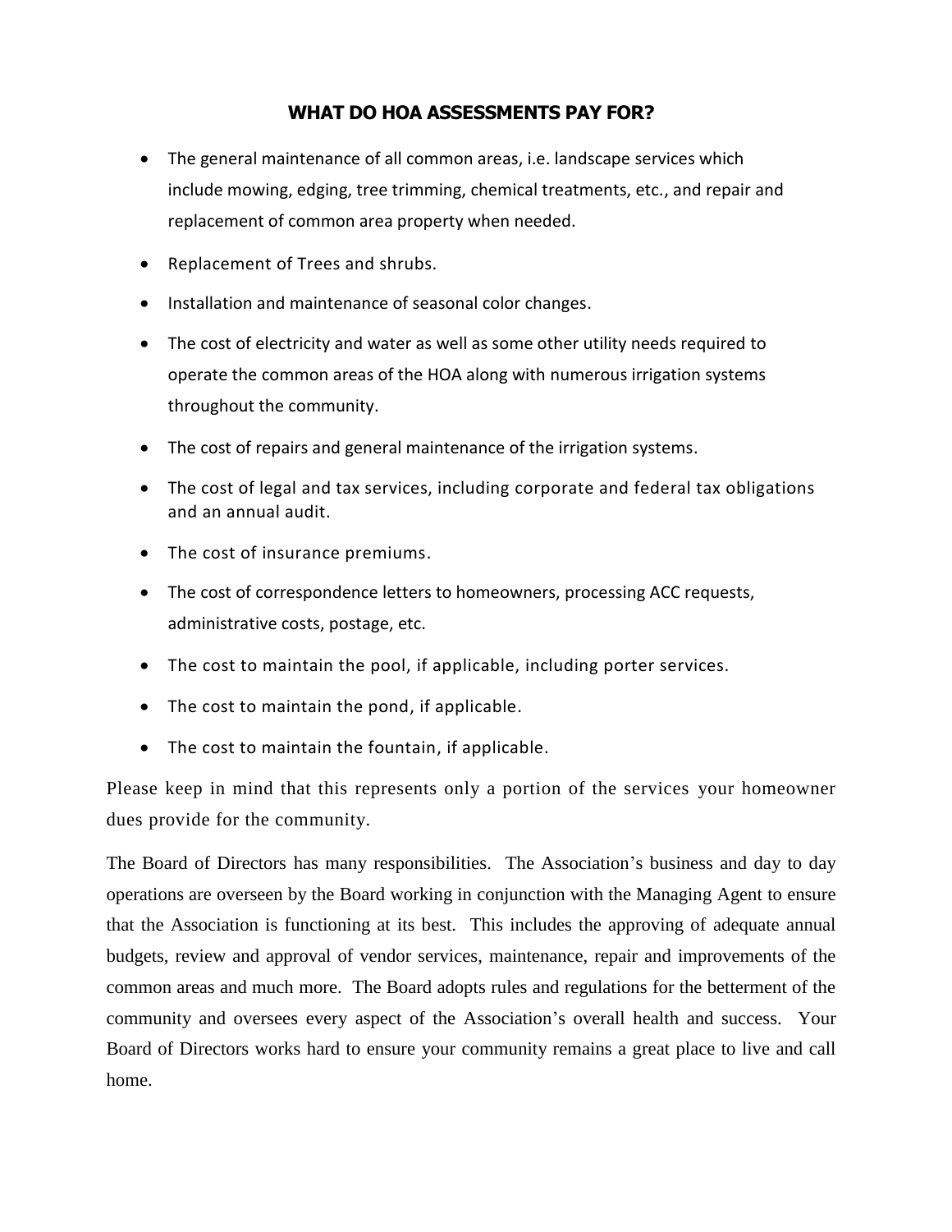## WHAT DO HOA ASSESSMENTS PAY FOR?

- The general maintenance of all common areas, i.e. landscape services which include mowing, edging, tree trimming, chemical treatments, etc., and repair and replacement of common area property when needed.
- Replacement of Trees and shrubs.
- Installation and maintenance of seasonal color changes.
- The cost of electricity and water as well as some other utility needs required to operate the common areas of the HOA along with numerous irrigation systems throughout the community.
- The cost of repairs and general maintenance of the irrigation systems.
- The cost of legal and tax services, including corporate and federal tax obligations and an annual audit.
- The cost of insurance premiums.
- The cost of correspondence letters to homeowners, processing ACC requests, administrative costs, postage, etc.
- The cost to maintain the pool, if applicable, including porter services.
- The cost to maintain the pond, if applicable.
- The cost to maintain the fountain, if applicable.

Please keep in mind that this represents only a portion of the services your homeowner dues provide for the community.

The Board of Directors has many responsibilities. The Association's business and day to day operations are overseen by the Board working in conjunction with the Managing Agent to ensure that the Association is functioning at its best. This includes the approving of adequate annual budgets, review and approval of vendor services, maintenance, repair and improvements of the common areas and much more. The Board adopts rules and regulations for the betterment of the community and oversees every aspect of the Association's overall health and success. Your Board of Directors works hard to ensure your community remains a great place to live and call home.